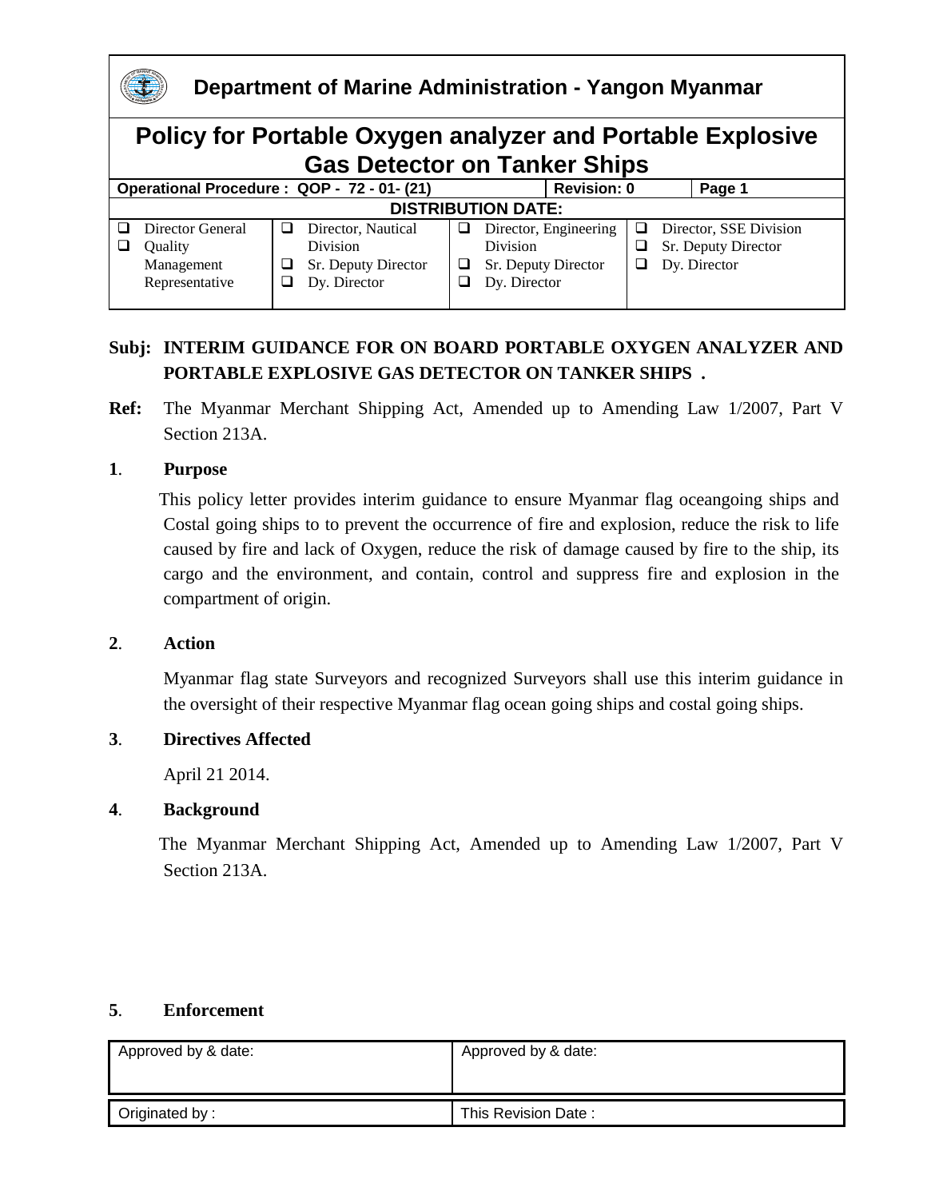# Department of Marine Administration - Yangon Myanmar

## Policy for Portable Oxygen analyzer and Portable Explosive Gas Detector on Tanker Ships

| Operational Procedure : QOP - 72 - 01- (21) | | Revision: 0 | Page 1 |
|---|---|---|---|
| DISTRIBUTION DATE: | | | |
| ❑ Director General<br>❑ Quality Management Representative | ❑ Director, Nautical Division<br>❑ Sr. Deputy Director<br>❑ Dy. Director | ❑ Director, Engineering Division<br>❑ Sr. Deputy Director<br>❑ Dy. Director | ❑ Director, SSE Division<br>❑ Sr. Deputy Director<br>❑ Dy. Director |

**Subj: INTERIM GUIDANCE FOR ON BOARD PORTABLE OXYGEN ANALYZER AND PORTABLE EXPLOSIVE GAS DETECTOR ON TANKER SHIPS .**

**Ref:** The Myanmar Merchant Shipping Act, Amended up to Amending Law 1/2007, Part V Section 213A.

**1. Purpose**

This policy letter provides interim guidance to ensure Myanmar flag oceangoing ships and Costal going ships to to prevent the occurrence of fire and explosion, reduce the risk to life caused by fire and lack of Oxygen, reduce the risk of damage caused by fire to the ship, its cargo and the environment, and contain, control and suppress fire and explosion in the compartment of origin.

**2. Action**

Myanmar flag state Surveyors and recognized Surveyors shall use this interim guidance in the oversight of their respective Myanmar flag ocean going ships and costal going ships.

**3. Directives Affected**

April 21 2014.

**4. Background**

The Myanmar Merchant Shipping Act, Amended up to Amending Law 1/2007, Part V Section 213A.

**5. Enforcement**

| Approved by & date: | Approved by & date: |
|---|---|
| Originated by : | This Revision Date : |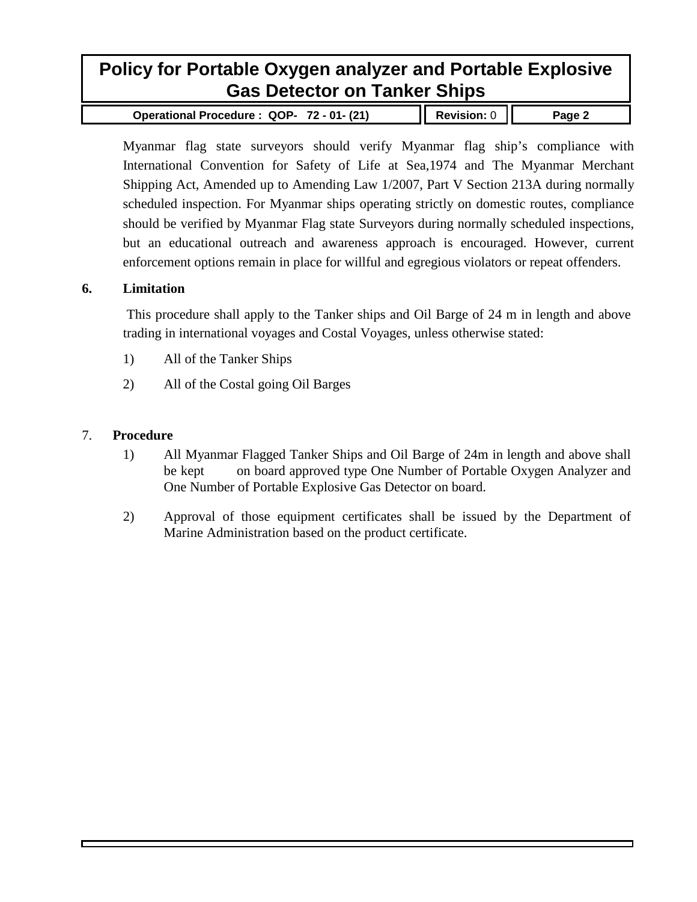Myanmar flag state surveyors should verify Myanmar flag ship's compliance with International Convention for Safety of Life at Sea,1974 and The Myanmar Merchant Shipping Act, Amended up to Amending Law 1/2007, Part V Section 213A during normally scheduled inspection. For Myanmar ships operating strictly on domestic routes, compliance should be verified by Myanmar Flag state Surveyors during normally scheduled inspections, but an educational outreach and awareness approach is encouraged. However, current enforcement options remain in place for willful and egregious violators or repeat offenders.

**6. Limitation**

This procedure shall apply to the Tanker ships and Oil Barge of 24 m in length and above trading in international voyages and Costal Voyages, unless otherwise stated:

1) All of the Tanker Ships
2) All of the Costal going Oil Barges

**7. Procedure**

1) All Myanmar Flagged Tanker Ships and Oil Barge of 24m in length and above shall be kept on board approved type One Number of Portable Oxygen Analyzer and One Number of Portable Explosive Gas Detector on board.

2) Approval of those equipment certificates shall be issued by the Department of Marine Administration based on the product certificate.